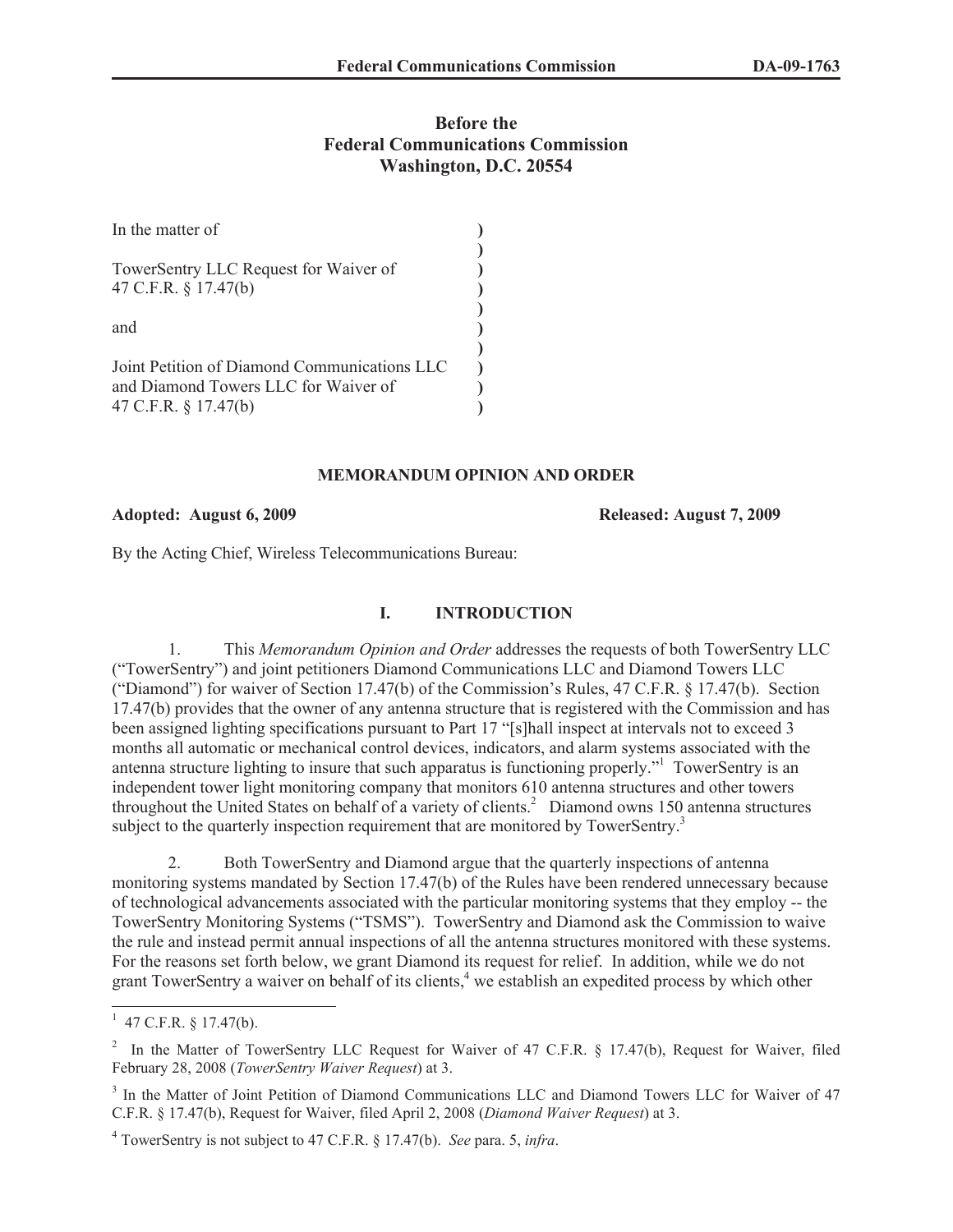# Before the Federal Communications Commission Washington, D.C. 20554

In the matter of

TowerSentry LLC Request for Waiver of 47 C.F.R. § 17.47(b)

and

Joint Petition of Diamond Communications LLC and Diamond Towers LLC for Waiver of 47 C.F.R. § 17.47(b)

## MEMORANDUM OPINION AND ORDER

**Adopted: August 6, 2009** **Released: August 7, 2009**

By the Acting Chief, Wireless Telecommunications Bureau:

## I. INTRODUCTION

1. This *Memorandum Opinion and Order* addresses the requests of both TowerSentry LLC ("TowerSentry") and joint petitioners Diamond Communications LLC and Diamond Towers LLC ("Diamond") for waiver of Section 17.47(b) of the Commission's Rules, 47 C.F.R. § 17.47(b). Section 17.47(b) provides that the owner of any antenna structure that is registered with the Commission and has been assigned lighting specifications pursuant to Part 17 "[s]hall inspect at intervals not to exceed 3 months all automatic or mechanical control devices, indicators, and alarm systems associated with the antenna structure lighting to insure that such apparatus is functioning properly."[1] TowerSentry is an independent tower light monitoring company that monitors 610 antenna structures and other towers throughout the United States on behalf of a variety of clients.[2] Diamond owns 150 antenna structures subject to the quarterly inspection requirement that are monitored by TowerSentry.[3]

2. Both TowerSentry and Diamond argue that the quarterly inspections of antenna monitoring systems mandated by Section 17.47(b) of the Rules have been rendered unnecessary because of technological advancements associated with the particular monitoring systems that they employ -- the TowerSentry Monitoring Systems ("TSMS"). TowerSentry and Diamond ask the Commission to waive the rule and instead permit annual inspections of all the antenna structures monitored with these systems. For the reasons set forth below, we grant Diamond its request for relief. In addition, while we do not grant TowerSentry a waiver on behalf of its clients,[4] we establish an expedited process by which other

---

[1] 47 C.F.R. § 17.47(b).

[2] In the Matter of TowerSentry LLC Request for Waiver of 47 C.F.R. § 17.47(b), Request for Waiver, filed February 28, 2008 (*TowerSentry Waiver Request*) at 3.

[3] In the Matter of Joint Petition of Diamond Communications LLC and Diamond Towers LLC for Waiver of 47 C.F.R. § 17.47(b), Request for Waiver, filed April 2, 2008 (*Diamond Waiver Request*) at 3.

[4] TowerSentry is not subject to 47 C.F.R. § 17.47(b). *See* para. 5, *infra*.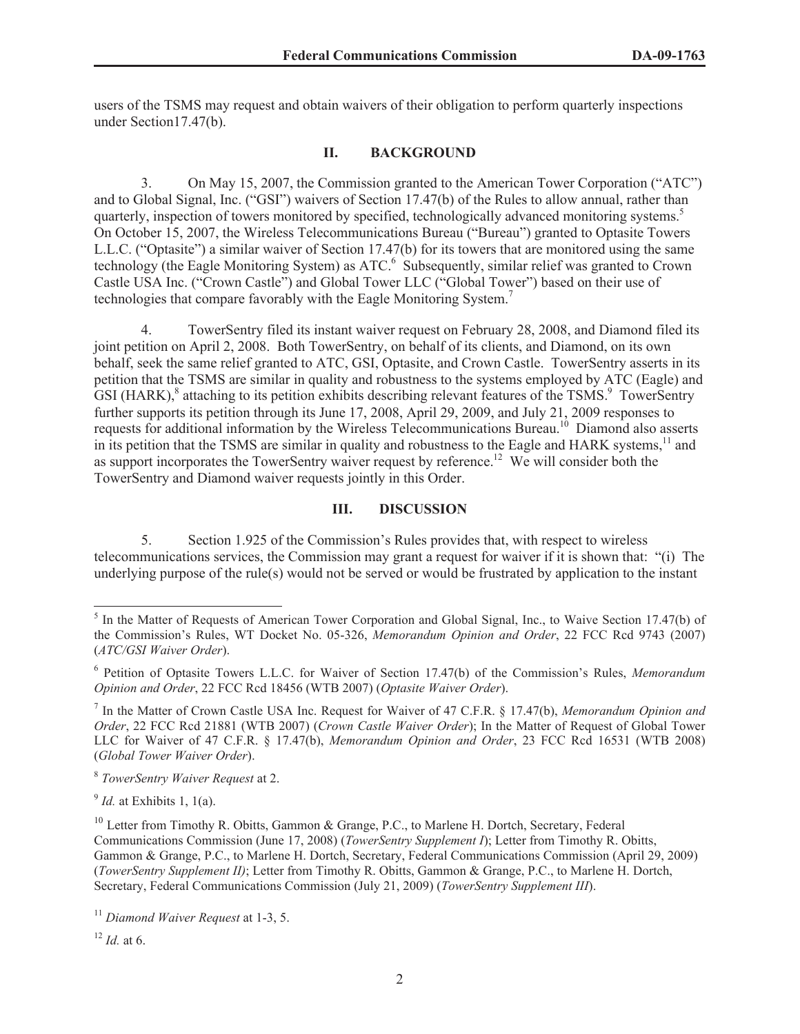users of the TSMS may request and obtain waivers of their obligation to perform quarterly inspections under Section17.47(b).

## II. BACKGROUND

3. On May 15, 2007, the Commission granted to the American Tower Corporation ("ATC") and to Global Signal, Inc. ("GSI") waivers of Section 17.47(b) of the Rules to allow annual, rather than quarterly, inspection of towers monitored by specified, technologically advanced monitoring systems.[5] On October 15, 2007, the Wireless Telecommunications Bureau ("Bureau") granted to Optasite Towers L.L.C. ("Optasite") a similar waiver of Section 17.47(b) for its towers that are monitored using the same technology (the Eagle Monitoring System) as ATC.[6] Subsequently, similar relief was granted to Crown Castle USA Inc. ("Crown Castle") and Global Tower LLC ("Global Tower") based on their use of technologies that compare favorably with the Eagle Monitoring System.[7]

4. TowerSentry filed its instant waiver request on February 28, 2008, and Diamond filed its joint petition on April 2, 2008. Both TowerSentry, on behalf of its clients, and Diamond, on its own behalf, seek the same relief granted to ATC, GSI, Optasite, and Crown Castle. TowerSentry asserts in its petition that the TSMS are similar in quality and robustness to the systems employed by ATC (Eagle) and GSI (HARK),[8] attaching to its petition exhibits describing relevant features of the TSMS.[9] TowerSentry further supports its petition through its June 17, 2008, April 29, 2009, and July 21, 2009 responses to requests for additional information by the Wireless Telecommunications Bureau.[10] Diamond also asserts in its petition that the TSMS are similar in quality and robustness to the Eagle and HARK systems,[11] and as support incorporates the TowerSentry waiver request by reference.[12] We will consider both the TowerSentry and Diamond waiver requests jointly in this Order.

## III. DISCUSSION

5. Section 1.925 of the Commission's Rules provides that, with respect to wireless telecommunications services, the Commission may grant a request for waiver if it is shown that: "(i) The underlying purpose of the rule(s) would not be served or would be frustrated by application to the instant

---

[5] In the Matter of Requests of American Tower Corporation and Global Signal, Inc., to Waive Section 17.47(b) of the Commission's Rules, WT Docket No. 05-326, *Memorandum Opinion and Order*, 22 FCC Rcd 9743 (2007) (*ATC/GSI Waiver Order*).

[6] Petition of Optasite Towers L.L.C. for Waiver of Section 17.47(b) of the Commission's Rules, *Memorandum Opinion and Order*, 22 FCC Rcd 18456 (WTB 2007) (*Optasite Waiver Order*).

[7] In the Matter of Crown Castle USA Inc. Request for Waiver of 47 C.F.R. § 17.47(b), *Memorandum Opinion and Order*, 22 FCC Rcd 21881 (WTB 2007) (*Crown Castle Waiver Order*); In the Matter of Request of Global Tower LLC for Waiver of 47 C.F.R. § 17.47(b), *Memorandum Opinion and Order*, 23 FCC Rcd 16531 (WTB 2008) (*Global Tower Waiver Order*).

[8] *TowerSentry Waiver Request* at 2.

[9] *Id.* at Exhibits 1, 1(a).

[10] Letter from Timothy R. Obitts, Gammon & Grange, P.C., to Marlene H. Dortch, Secretary, Federal Communications Commission (June 17, 2008) (*TowerSentry Supplement I*); Letter from Timothy R. Obitts, Gammon & Grange, P.C., to Marlene H. Dortch, Secretary, Federal Communications Commission (April 29, 2009) (*TowerSentry Supplement II)*; Letter from Timothy R. Obitts, Gammon & Grange, P.C., to Marlene H. Dortch, Secretary, Federal Communications Commission (July 21, 2009) (*TowerSentry Supplement III*).

[11] *Diamond Waiver Request* at 1-3, 5.

[12] *Id.* at 6.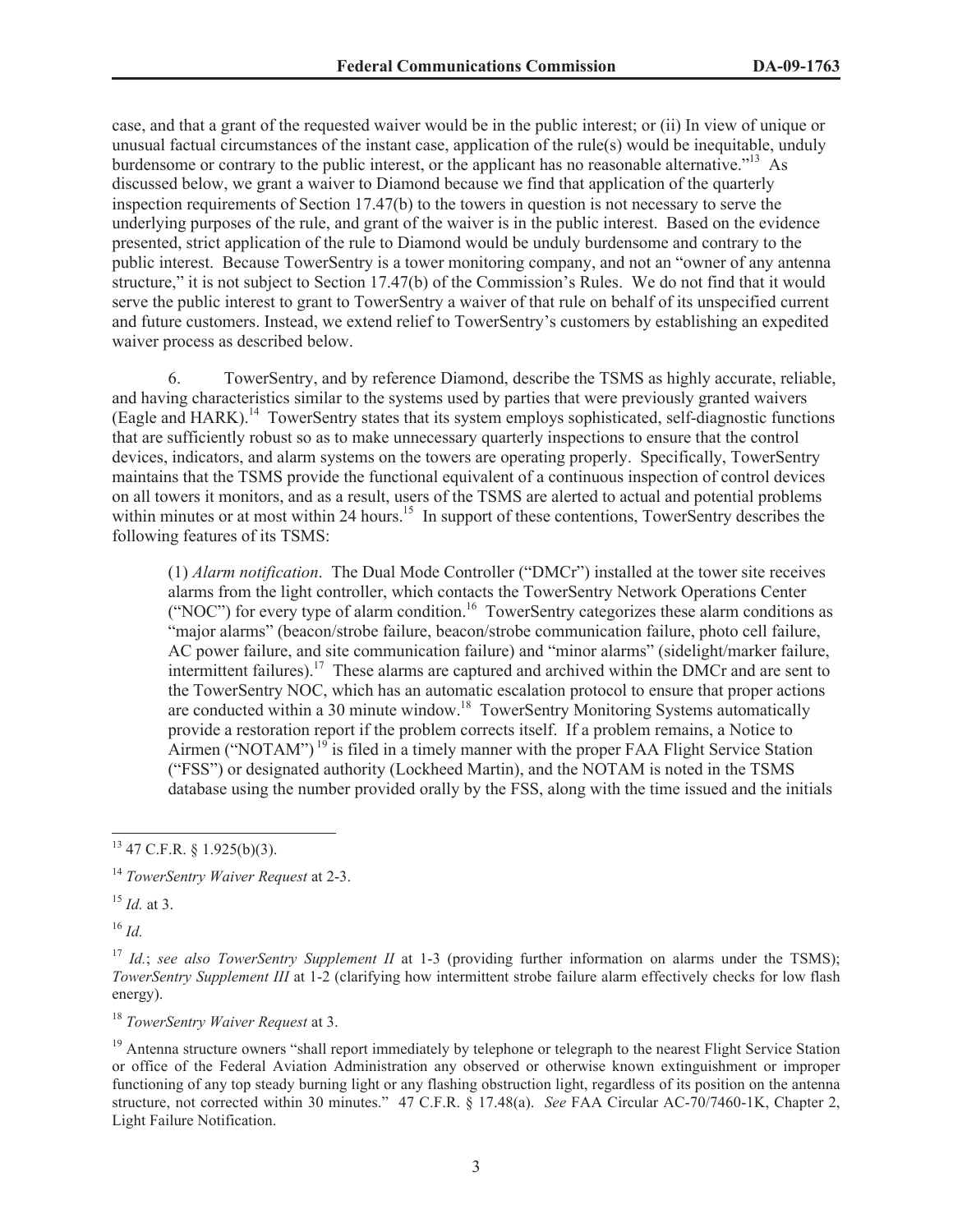case, and that a grant of the requested waiver would be in the public interest; or (ii) In view of unique or unusual factual circumstances of the instant case, application of the rule(s) would be inequitable, unduly burdensome or contrary to the public interest, or the applicant has no reasonable alternative."[13] As discussed below, we grant a waiver to Diamond because we find that application of the quarterly inspection requirements of Section 17.47(b) to the towers in question is not necessary to serve the underlying purposes of the rule, and grant of the waiver is in the public interest. Based on the evidence presented, strict application of the rule to Diamond would be unduly burdensome and contrary to the public interest. Because TowerSentry is a tower monitoring company, and not an "owner of any antenna structure," it is not subject to Section 17.47(b) of the Commission's Rules. We do not find that it would serve the public interest to grant to TowerSentry a waiver of that rule on behalf of its unspecified current and future customers. Instead, we extend relief to TowerSentry's customers by establishing an expedited waiver process as described below.

6. TowerSentry, and by reference Diamond, describe the TSMS as highly accurate, reliable, and having characteristics similar to the systems used by parties that were previously granted waivers (Eagle and HARK).[14] TowerSentry states that its system employs sophisticated, self-diagnostic functions that are sufficiently robust so as to make unnecessary quarterly inspections to ensure that the control devices, indicators, and alarm systems on the towers are operating properly. Specifically, TowerSentry maintains that the TSMS provide the functional equivalent of a continuous inspection of control devices on all towers it monitors, and as a result, users of the TSMS are alerted to actual and potential problems within minutes or at most within 24 hours.[15] In support of these contentions, TowerSentry describes the following features of its TSMS:

> (1) *Alarm notification*. The Dual Mode Controller ("DMCr") installed at the tower site receives alarms from the light controller, which contacts the TowerSentry Network Operations Center ("NOC") for every type of alarm condition.[16] TowerSentry categorizes these alarm conditions as "major alarms" (beacon/strobe failure, beacon/strobe communication failure, photo cell failure, AC power failure, and site communication failure) and "minor alarms" (sidelight/marker failure, intermittent failures).[17] These alarms are captured and archived within the DMCr and are sent to the TowerSentry NOC, which has an automatic escalation protocol to ensure that proper actions are conducted within a 30 minute window.[18] TowerSentry Monitoring Systems automatically provide a restoration report if the problem corrects itself. If a problem remains, a Notice to Airmen ("NOTAM")[19] is filed in a timely manner with the proper FAA Flight Service Station ("FSS") or designated authority (Lockheed Martin), and the NOTAM is noted in the TSMS database using the number provided orally by the FSS, along with the time issued and the initials

---

[13] 47 C.F.R. § 1.925(b)(3).

[14] *TowerSentry Waiver Request* at 2-3.

[15] *Id.* at 3.

[16] *Id.*

[17] *Id.*; *see also TowerSentry Supplement II* at 1-3 (providing further information on alarms under the TSMS); *TowerSentry Supplement III* at 1-2 (clarifying how intermittent strobe failure alarm effectively checks for low flash energy).

[18] *TowerSentry Waiver Request* at 3.

[19] Antenna structure owners "shall report immediately by telephone or telegraph to the nearest Flight Service Station or office of the Federal Aviation Administration any observed or otherwise known extinguishment or improper functioning of any top steady burning light or any flashing obstruction light, regardless of its position on the antenna structure, not corrected within 30 minutes." 47 C.F.R. § 17.48(a). *See* FAA Circular AC-70/7460-1K, Chapter 2, Light Failure Notification.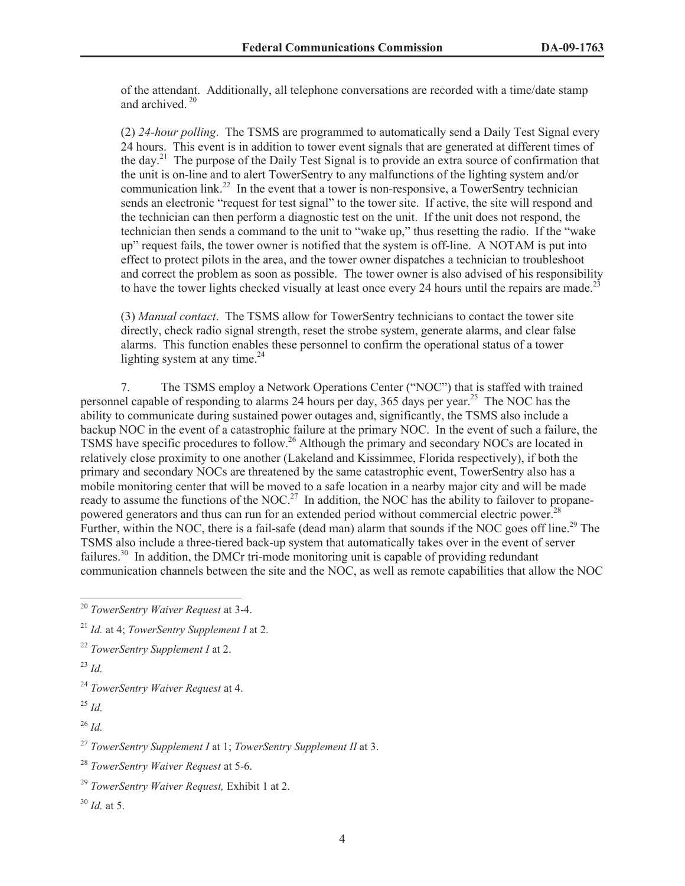of the attendant. Additionally, all telephone conversations are recorded with a time/date stamp and archived. [20]

(2) *24-hour polling*. The TSMS are programmed to automatically send a Daily Test Signal every 24 hours. This event is in addition to tower event signals that are generated at different times of the day.[21] The purpose of the Daily Test Signal is to provide an extra source of confirmation that the unit is on-line and to alert TowerSentry to any malfunctions of the lighting system and/or communication link.[22] In the event that a tower is non-responsive, a TowerSentry technician sends an electronic "request for test signal" to the tower site. If active, the site will respond and the technician can then perform a diagnostic test on the unit. If the unit does not respond, the technician then sends a command to the unit to "wake up," thus resetting the radio. If the "wake up" request fails, the tower owner is notified that the system is off-line. A NOTAM is put into effect to protect pilots in the area, and the tower owner dispatches a technician to troubleshoot and correct the problem as soon as possible. The tower owner is also advised of his responsibility to have the tower lights checked visually at least once every 24 hours until the repairs are made.[23]

(3) *Manual contact*. The TSMS allow for TowerSentry technicians to contact the tower site directly, check radio signal strength, reset the strobe system, generate alarms, and clear false alarms. This function enables these personnel to confirm the operational status of a tower lighting system at any time.[24]

7. The TSMS employ a Network Operations Center ("NOC") that is staffed with trained personnel capable of responding to alarms 24 hours per day, 365 days per year.[25] The NOC has the ability to communicate during sustained power outages and, significantly, the TSMS also include a backup NOC in the event of a catastrophic failure at the primary NOC. In the event of such a failure, the TSMS have specific procedures to follow.[26] Although the primary and secondary NOCs are located in relatively close proximity to one another (Lakeland and Kissimmee, Florida respectively), if both the primary and secondary NOCs are threatened by the same catastrophic event, TowerSentry also has a mobile monitoring center that will be moved to a safe location in a nearby major city and will be made ready to assume the functions of the NOC.[27] In addition, the NOC has the ability to failover to propane-powered generators and thus can run for an extended period without commercial electric power.[28] Further, within the NOC, there is a fail-safe (dead man) alarm that sounds if the NOC goes off line.[29] The TSMS also include a three-tiered back-up system that automatically takes over in the event of server failures.[30] In addition, the DMCr tri-mode monitoring unit is capable of providing redundant communication channels between the site and the NOC, as well as remote capabilities that allow the NOC

---

[20] *TowerSentry Waiver Request* at 3-4.

[21] *Id.* at 4; *TowerSentry Supplement I* at 2.

[22] *TowerSentry Supplement I* at 2.

[23] *Id.*

[24] *TowerSentry Waiver Request* at 4.

[25] *Id.*

[26] *Id.*

[27] *TowerSentry Supplement I* at 1; *TowerSentry Supplement II* at 3.

[28] *TowerSentry Waiver Request* at 5-6.

[29] *TowerSentry Waiver Request,* Exhibit 1 at 2.

[30] *Id.* at 5.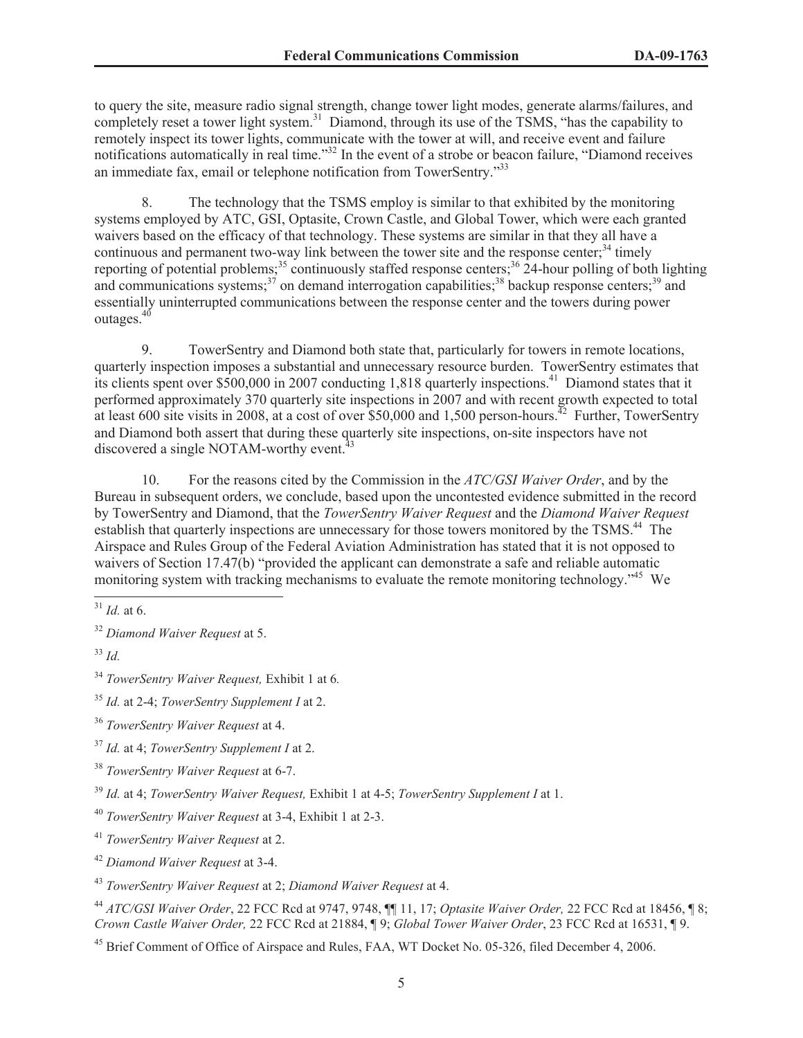to query the site, measure radio signal strength, change tower light modes, generate alarms/failures, and completely reset a tower light system.[31] Diamond, through its use of the TSMS, "has the capability to remotely inspect its tower lights, communicate with the tower at will, and receive event and failure notifications automatically in real time."[32] In the event of a strobe or beacon failure, "Diamond receives an immediate fax, email or telephone notification from TowerSentry."[33]

8. The technology that the TSMS employ is similar to that exhibited by the monitoring systems employed by ATC, GSI, Optasite, Crown Castle, and Global Tower, which were each granted waivers based on the efficacy of that technology. These systems are similar in that they all have a continuous and permanent two-way link between the tower site and the response center;[34] timely reporting of potential problems;[35] continuously staffed response centers;[36] 24-hour polling of both lighting and communications systems;[37] on demand interrogation capabilities;[38] backup response centers;[39] and essentially uninterrupted communications between the response center and the towers during power outages.[40]

9. TowerSentry and Diamond both state that, particularly for towers in remote locations, quarterly inspection imposes a substantial and unnecessary resource burden. TowerSentry estimates that its clients spent over $500,000 in 2007 conducting 1,818 quarterly inspections.[41] Diamond states that it performed approximately 370 quarterly site inspections in 2007 and with recent growth expected to total at least 600 site visits in 2008, at a cost of over $50,000 and 1,500 person-hours.[42] Further, TowerSentry and Diamond both assert that during these quarterly site inspections, on-site inspectors have not discovered a single NOTAM-worthy event.[43]

10. For the reasons cited by the Commission in the *ATC/GSI Waiver Order*, and by the Bureau in subsequent orders, we conclude, based upon the uncontested evidence submitted in the record by TowerSentry and Diamond, that the *TowerSentry Waiver Request* and the *Diamond Waiver Request* establish that quarterly inspections are unnecessary for those towers monitored by the TSMS.[44] The Airspace and Rules Group of the Federal Aviation Administration has stated that it is not opposed to waivers of Section 17.47(b) "provided the applicant can demonstrate a safe and reliable automatic monitoring system with tracking mechanisms to evaluate the remote monitoring technology."[45] We

---

[31] *Id.* at 6.

[32] *Diamond Waiver Request* at 5.

[33] *Id.*

[34] *TowerSentry Waiver Request,* Exhibit 1 at 6*.*

[35] *Id.* at 2-4; *TowerSentry Supplement I* at 2.

[36] *TowerSentry Waiver Request* at 4.

[37] *Id.* at 4; *TowerSentry Supplement I* at 2.

[38] *TowerSentry Waiver Request* at 6-7.

[39] *Id.* at 4; *TowerSentry Waiver Request,* Exhibit 1 at 4-5; *TowerSentry Supplement I* at 1.

[40] *TowerSentry Waiver Request* at 3-4, Exhibit 1 at 2-3.

[41] *TowerSentry Waiver Request* at 2.

[42] *Diamond Waiver Request* at 3-4.

[43] *TowerSentry Waiver Request* at 2; *Diamond Waiver Request* at 4.

[44] *ATC/GSI Waiver Order*, 22 FCC Rcd at 9747, 9748, ¶¶ 11, 17; *Optasite Waiver Order,* 22 FCC Rcd at 18456, ¶ 8; *Crown Castle Waiver Order,* 22 FCC Rcd at 21884, ¶ 9; *Global Tower Waiver Order*, 23 FCC Rcd at 16531, ¶ 9.

[45] Brief Comment of Office of Airspace and Rules, FAA, WT Docket No. 05-326, filed December 4, 2006.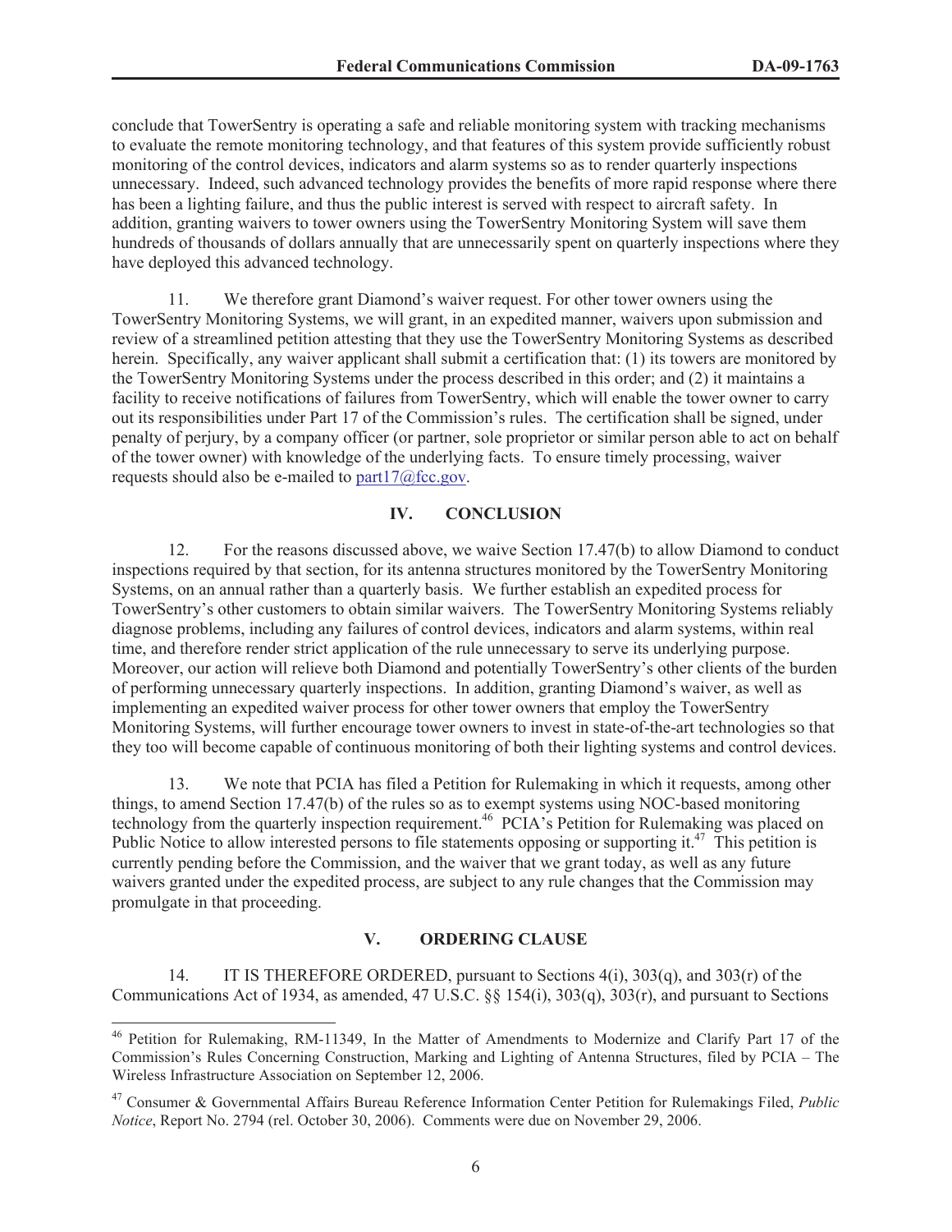conclude that TowerSentry is operating a safe and reliable monitoring system with tracking mechanisms to evaluate the remote monitoring technology, and that features of this system provide sufficiently robust monitoring of the control devices, indicators and alarm systems so as to render quarterly inspections unnecessary. Indeed, such advanced technology provides the benefits of more rapid response where there has been a lighting failure, and thus the public interest is served with respect to aircraft safety. In addition, granting waivers to tower owners using the TowerSentry Monitoring System will save them hundreds of thousands of dollars annually that are unnecessarily spent on quarterly inspections where they have deployed this advanced technology.

11. We therefore grant Diamond's waiver request. For other tower owners using the TowerSentry Monitoring Systems, we will grant, in an expedited manner, waivers upon submission and review of a streamlined petition attesting that they use the TowerSentry Monitoring Systems as described herein. Specifically, any waiver applicant shall submit a certification that: (1) its towers are monitored by the TowerSentry Monitoring Systems under the process described in this order; and (2) it maintains a facility to receive notifications of failures from TowerSentry, which will enable the tower owner to carry out its responsibilities under Part 17 of the Commission's rules. The certification shall be signed, under penalty of perjury, by a company officer (or partner, sole proprietor or similar person able to act on behalf of the tower owner) with knowledge of the underlying facts. To ensure timely processing, waiver requests should also be e-mailed to part17@fcc.gov.

## IV. CONCLUSION

12. For the reasons discussed above, we waive Section 17.47(b) to allow Diamond to conduct inspections required by that section, for its antenna structures monitored by the TowerSentry Monitoring Systems, on an annual rather than a quarterly basis. We further establish an expedited process for TowerSentry's other customers to obtain similar waivers. The TowerSentry Monitoring Systems reliably diagnose problems, including any failures of control devices, indicators and alarm systems, within real time, and therefore render strict application of the rule unnecessary to serve its underlying purpose. Moreover, our action will relieve both Diamond and potentially TowerSentry's other clients of the burden of performing unnecessary quarterly inspections. In addition, granting Diamond's waiver, as well as implementing an expedited waiver process for other tower owners that employ the TowerSentry Monitoring Systems, will further encourage tower owners to invest in state-of-the-art technologies so that they too will become capable of continuous monitoring of both their lighting systems and control devices.

13. We note that PCIA has filed a Petition for Rulemaking in which it requests, among other things, to amend Section 17.47(b) of the rules so as to exempt systems using NOC-based monitoring technology from the quarterly inspection requirement.[46] PCIA's Petition for Rulemaking was placed on Public Notice to allow interested persons to file statements opposing or supporting it.[47] This petition is currently pending before the Commission, and the waiver that we grant today, as well as any future waivers granted under the expedited process, are subject to any rule changes that the Commission may promulgate in that proceeding.

## V. ORDERING CLAUSE

14. IT IS THEREFORE ORDERED, pursuant to Sections 4(i), 303(q), and 303(r) of the Communications Act of 1934, as amended, 47 U.S.C. §§ 154(i), 303(q), 303(r), and pursuant to Sections

---

[46] Petition for Rulemaking, RM-11349, In the Matter of Amendments to Modernize and Clarify Part 17 of the Commission's Rules Concerning Construction, Marking and Lighting of Antenna Structures, filed by PCIA – The Wireless Infrastructure Association on September 12, 2006.

[47] Consumer & Governmental Affairs Bureau Reference Information Center Petition for Rulemakings Filed, *Public Notice*, Report No. 2794 (rel. October 30, 2006). Comments were due on November 29, 2006.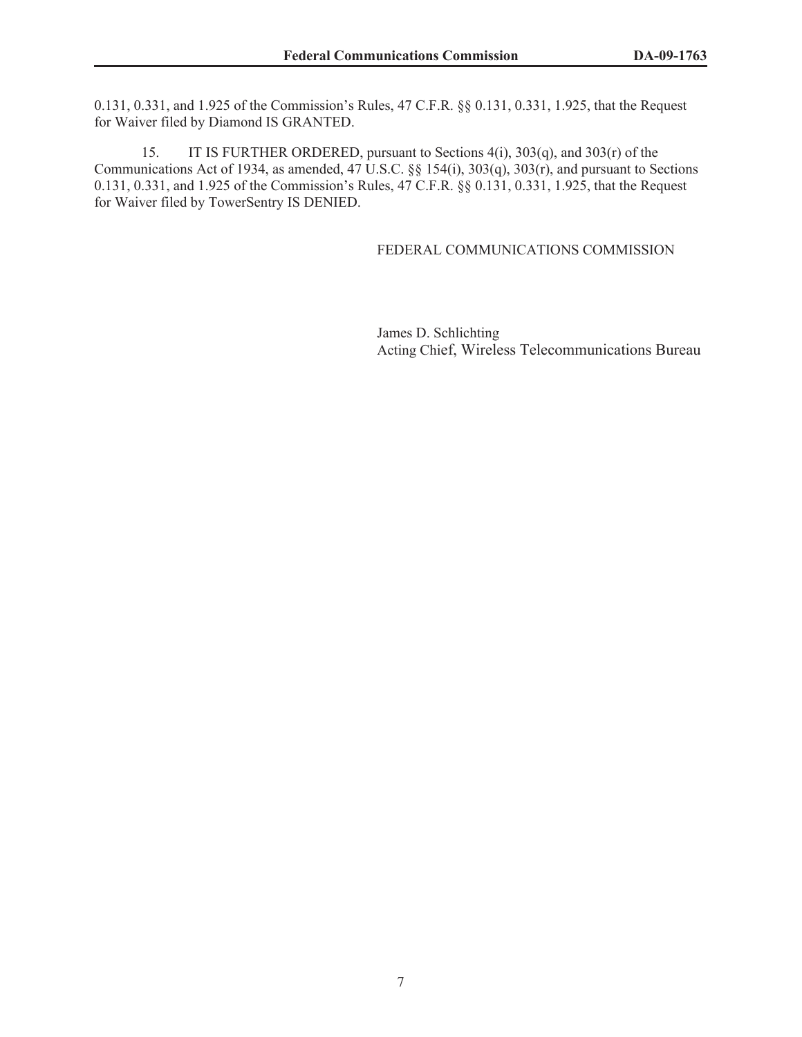0.131, 0.331, and 1.925 of the Commission's Rules, 47 C.F.R. §§ 0.131, 0.331, 1.925, that the Request for Waiver filed by Diamond IS GRANTED.

15. IT IS FURTHER ORDERED, pursuant to Sections 4(i), 303(q), and 303(r) of the Communications Act of 1934, as amended, 47 U.S.C. §§ 154(i), 303(q), 303(r), and pursuant to Sections 0.131, 0.331, and 1.925 of the Commission's Rules, 47 C.F.R. §§ 0.131, 0.331, 1.925, that the Request for Waiver filed by TowerSentry IS DENIED.

FEDERAL COMMUNICATIONS COMMISSION

James D. Schlichting
Acting Chief, Wireless Telecommunications Bureau